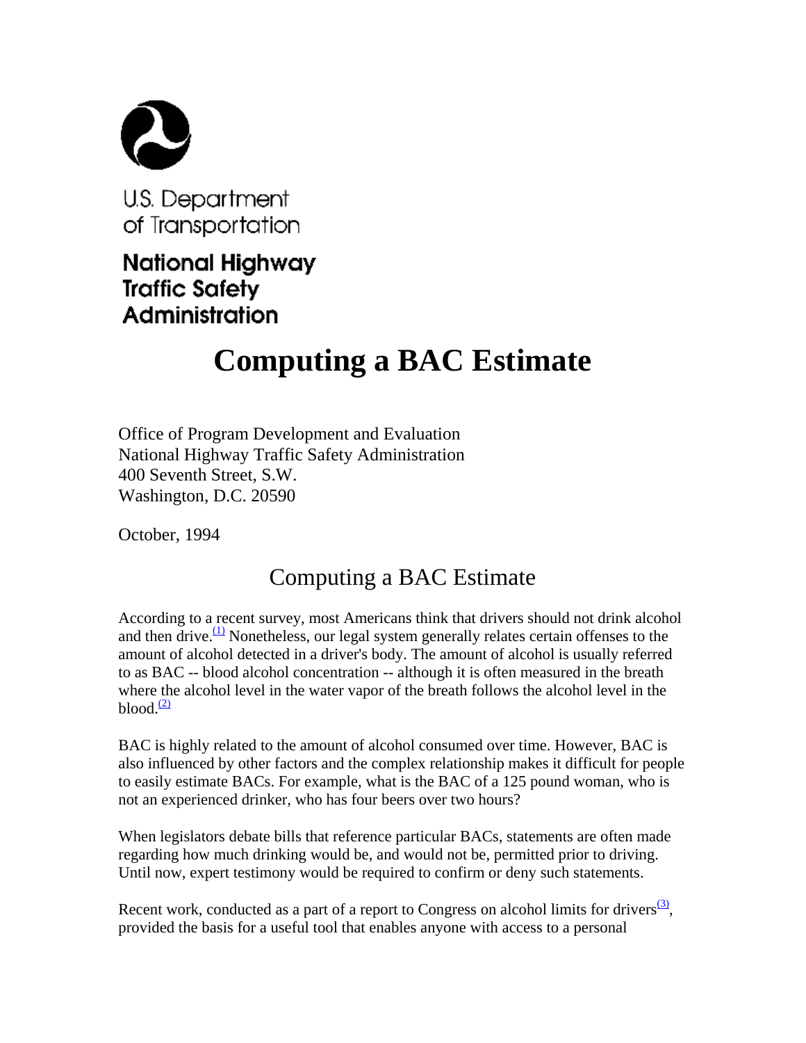U.S. Department of Transportation

**National Highway Traffic Safety Administration**

# Computing a BAC Estimate

Office of Program Development and Evaluation
National Highway Traffic Safety Administration
400 Seventh Street, S.W.
Washington, D.C. 20590

October, 1994

## Computing a BAC Estimate

According to a recent survey, most Americans think that drivers should not drink alcohol and then drive.[(1)] Nonetheless, our legal system generally relates certain offenses to the amount of alcohol detected in a driver's body. The amount of alcohol is usually referred to as BAC -- blood alcohol concentration -- although it is often measured in the breath where the alcohol level in the water vapor of the breath follows the alcohol level in the blood.[(2)]

BAC is highly related to the amount of alcohol consumed over time. However, BAC is also influenced by other factors and the complex relationship makes it difficult for people to easily estimate BACs. For example, what is the BAC of a 125 pound woman, who is not an experienced drinker, who has four beers over two hours?

When legislators debate bills that reference particular BACs, statements are often made regarding how much drinking would be, and would not be, permitted prior to driving. Until now, expert testimony would be required to confirm or deny such statements.

Recent work, conducted as a part of a report to Congress on alcohol limits for drivers[(3)], provided the basis for a useful tool that enables anyone with access to a personal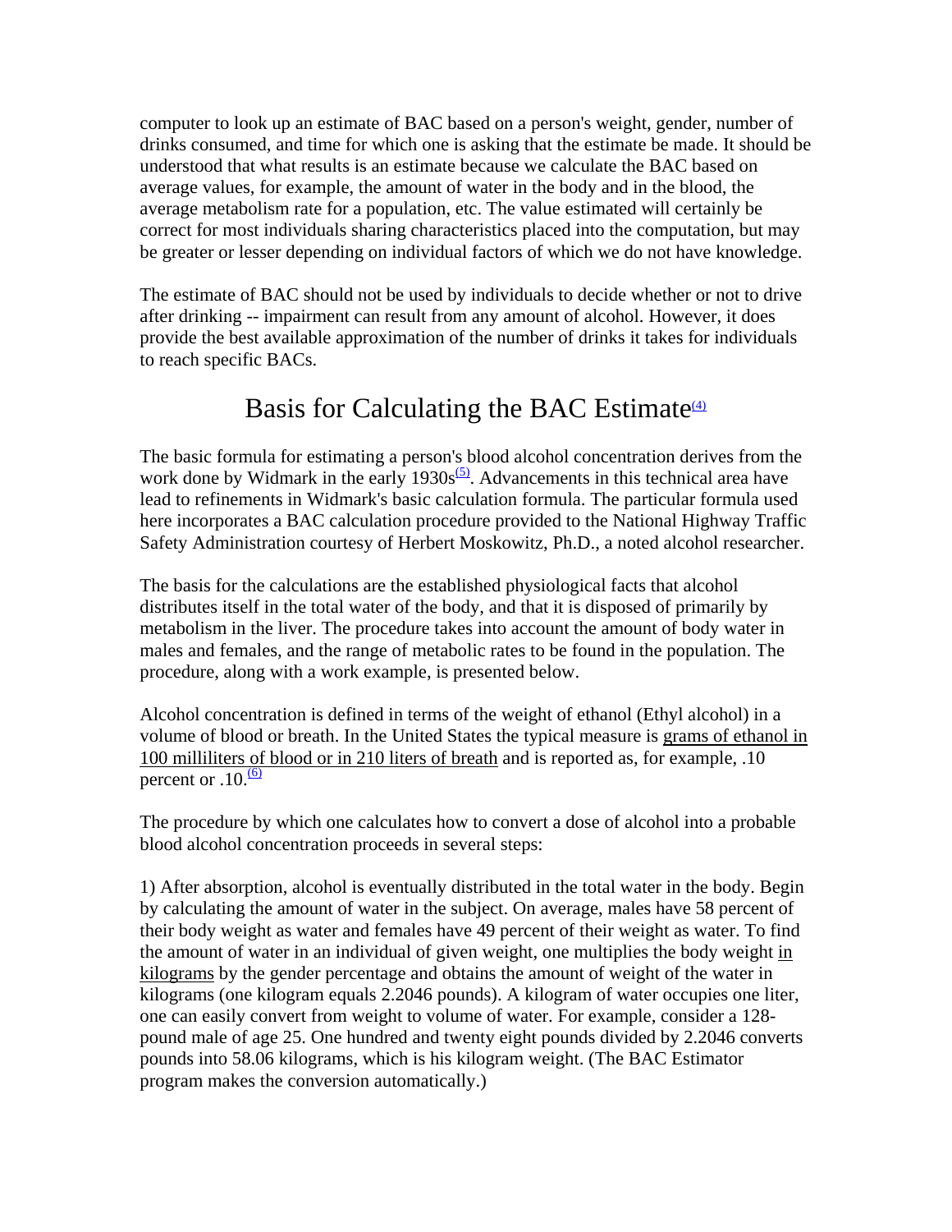computer to look up an estimate of BAC based on a person's weight, gender, number of drinks consumed, and time for which one is asking that the estimate be made. It should be understood that what results is an estimate because we calculate the BAC based on average values, for example, the amount of water in the body and in the blood, the average metabolism rate for a population, etc. The value estimated will certainly be correct for most individuals sharing characteristics placed into the computation, but may be greater or lesser depending on individual factors of which we do not have knowledge.

The estimate of BAC should not be used by individuals to decide whether or not to drive after drinking -- impairment can result from any amount of alcohol. However, it does provide the best available approximation of the number of drinks it takes for individuals to reach specific BACs.

## Basis for Calculating the BAC Estimate[(4)]

The basic formula for estimating a person's blood alcohol concentration derives from the work done by Widmark in the early 1930s[(5)]. Advancements in this technical area have lead to refinements in Widmark's basic calculation formula. The particular formula used here incorporates a BAC calculation procedure provided to the National Highway Traffic Safety Administration courtesy of Herbert Moskowitz, Ph.D., a noted alcohol researcher.

The basis for the calculations are the established physiological facts that alcohol distributes itself in the total water of the body, and that it is disposed of primarily by metabolism in the liver. The procedure takes into account the amount of body water in males and females, and the range of metabolic rates to be found in the population. The procedure, along with a work example, is presented below.

Alcohol concentration is defined in terms of the weight of ethanol (Ethyl alcohol) in a volume of blood or breath. In the United States the typical measure is <u>grams of ethanol in 100 milliliters of blood or in 210 liters of breath</u> and is reported as, for example, .10 percent or .10.[(6)]

The procedure by which one calculates how to convert a dose of alcohol into a probable blood alcohol concentration proceeds in several steps:

1) After absorption, alcohol is eventually distributed in the total water in the body. Begin by calculating the amount of water in the subject. On average, males have 58 percent of their body weight as water and females have 49 percent of their weight as water. To find the amount of water in an individual of given weight, one multiplies the body weight <u>in kilograms</u> by the gender percentage and obtains the amount of weight of the water in kilograms (one kilogram equals 2.2046 pounds). A kilogram of water occupies one liter, one can easily convert from weight to volume of water. For example, consider a 128-pound male of age 25. One hundred and twenty eight pounds divided by 2.2046 converts pounds into 58.06 kilograms, which is his kilogram weight. (The BAC Estimator program makes the conversion automatically.)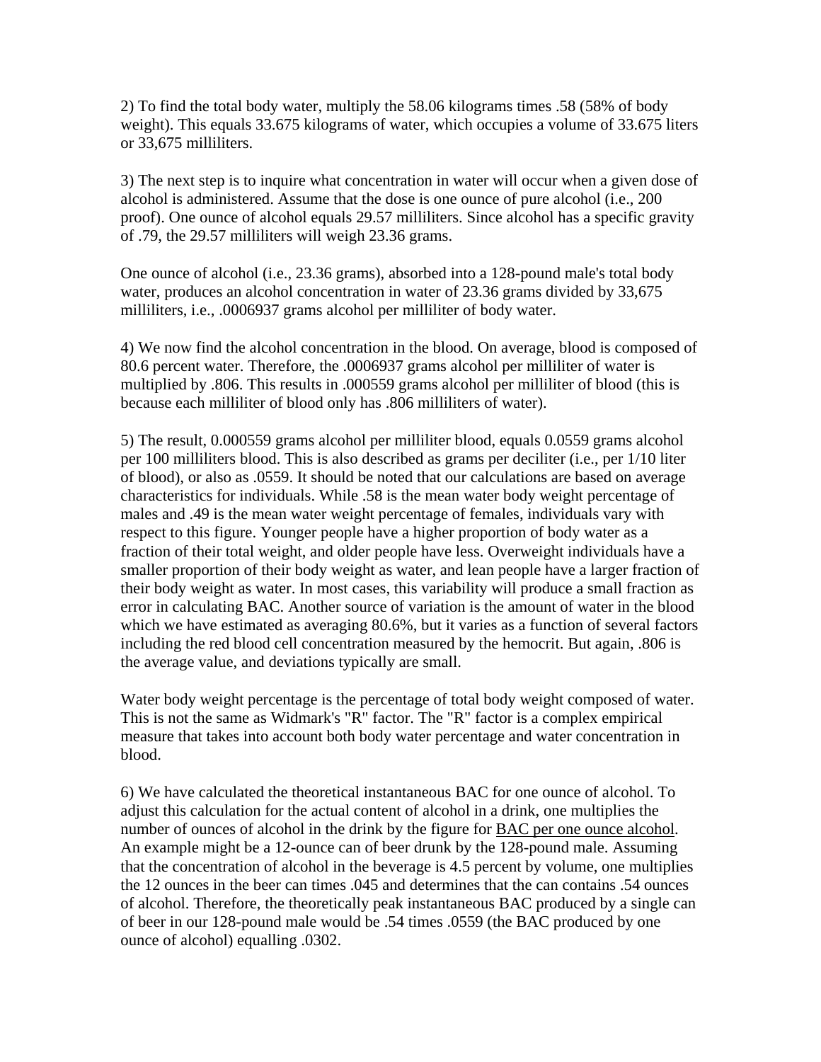2) To find the total body water, multiply the 58.06 kilograms times .58 (58% of body weight). This equals 33.675 kilograms of water, which occupies a volume of 33.675 liters or 33,675 milliliters.

3) The next step is to inquire what concentration in water will occur when a given dose of alcohol is administered. Assume that the dose is one ounce of pure alcohol (i.e., 200 proof). One ounce of alcohol equals 29.57 milliliters. Since alcohol has a specific gravity of .79, the 29.57 milliliters will weigh 23.36 grams.

One ounce of alcohol (i.e., 23.36 grams), absorbed into a 128-pound male's total body water, produces an alcohol concentration in water of 23.36 grams divided by 33,675 milliliters, i.e., .0006937 grams alcohol per milliliter of body water.

4) We now find the alcohol concentration in the blood. On average, blood is composed of 80.6 percent water. Therefore, the .0006937 grams alcohol per milliliter of water is multiplied by .806. This results in .000559 grams alcohol per milliliter of blood (this is because each milliliter of blood only has .806 milliliters of water).

5) The result, 0.000559 grams alcohol per milliliter blood, equals 0.0559 grams alcohol per 100 milliliters blood. This is also described as grams per deciliter (i.e., per 1/10 liter of blood), or also as .0559. It should be noted that our calculations are based on average characteristics for individuals. While .58 is the mean water body weight percentage of males and .49 is the mean water weight percentage of females, individuals vary with respect to this figure. Younger people have a higher proportion of body water as a fraction of their total weight, and older people have less. Overweight individuals have a smaller proportion of their body weight as water, and lean people have a larger fraction of their body weight as water. In most cases, this variability will produce a small fraction as error in calculating BAC. Another source of variation is the amount of water in the blood which we have estimated as averaging 80.6%, but it varies as a function of several factors including the red blood cell concentration measured by the hemocrit. But again, .806 is the average value, and deviations typically are small.

Water body weight percentage is the percentage of total body weight composed of water. This is not the same as Widmark's "R" factor. The "R" factor is a complex empirical measure that takes into account both body water percentage and water concentration in blood.

6) We have calculated the theoretical instantaneous BAC for one ounce of alcohol. To adjust this calculation for the actual content of alcohol in a drink, one multiplies the number of ounces of alcohol in the drink by the figure for BAC per one ounce alcohol. An example might be a 12-ounce can of beer drunk by the 128-pound male. Assuming that the concentration of alcohol in the beverage is 4.5 percent by volume, one multiplies the 12 ounces in the beer can times .045 and determines that the can contains .54 ounces of alcohol. Therefore, the theoretically peak instantaneous BAC produced by a single can of beer in our 128-pound male would be .54 times .0559 (the BAC produced by one ounce of alcohol) equalling .0302.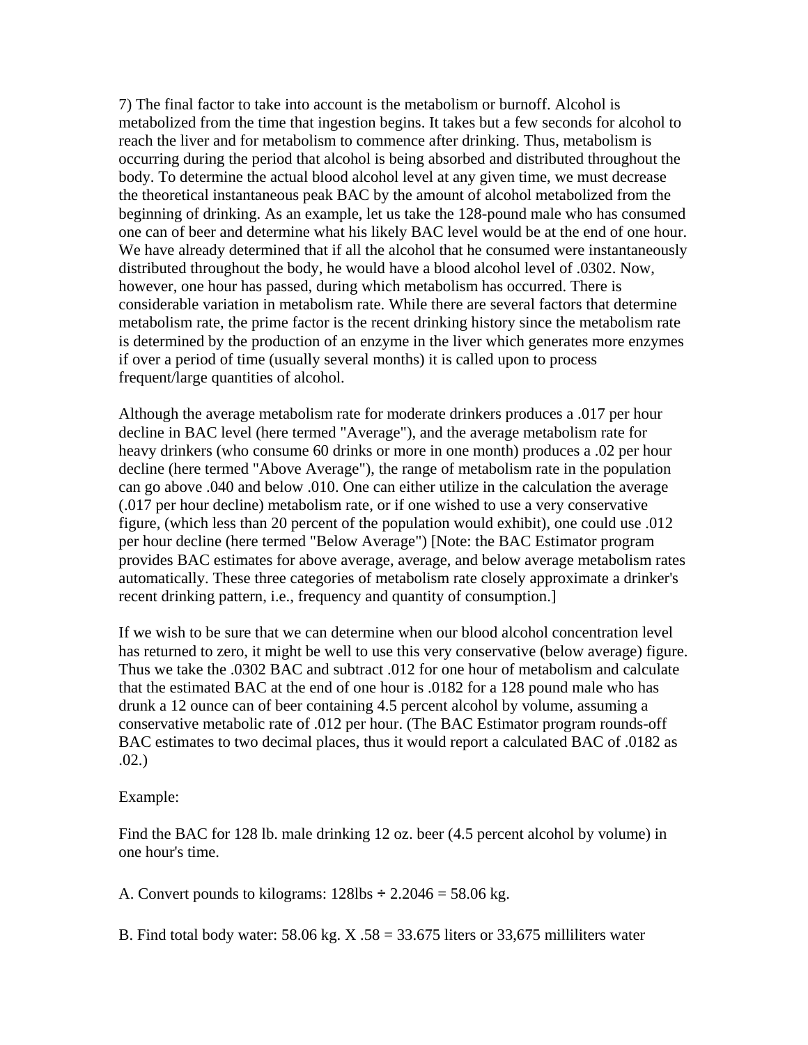7) The final factor to take into account is the metabolism or burnoff. Alcohol is metabolized from the time that ingestion begins. It takes but a few seconds for alcohol to reach the liver and for metabolism to commence after drinking. Thus, metabolism is occurring during the period that alcohol is being absorbed and distributed throughout the body. To determine the actual blood alcohol level at any given time, we must decrease the theoretical instantaneous peak BAC by the amount of alcohol metabolized from the beginning of drinking. As an example, let us take the 128-pound male who has consumed one can of beer and determine what his likely BAC level would be at the end of one hour. We have already determined that if all the alcohol that he consumed were instantaneously distributed throughout the body, he would have a blood alcohol level of .0302. Now, however, one hour has passed, during which metabolism has occurred. There is considerable variation in metabolism rate. While there are several factors that determine metabolism rate, the prime factor is the recent drinking history since the metabolism rate is determined by the production of an enzyme in the liver which generates more enzymes if over a period of time (usually several months) it is called upon to process frequent/large quantities of alcohol.

Although the average metabolism rate for moderate drinkers produces a .017 per hour decline in BAC level (here termed "Average"), and the average metabolism rate for heavy drinkers (who consume 60 drinks or more in one month) produces a .02 per hour decline (here termed "Above Average"), the range of metabolism rate in the population can go above .040 and below .010. One can either utilize in the calculation the average (.017 per hour decline) metabolism rate, or if one wished to use a very conservative figure, (which less than 20 percent of the population would exhibit), one could use .012 per hour decline (here termed "Below Average") [Note: the BAC Estimator program provides BAC estimates for above average, average, and below average metabolism rates automatically. These three categories of metabolism rate closely approximate a drinker's recent drinking pattern, i.e., frequency and quantity of consumption.]

If we wish to be sure that we can determine when our blood alcohol concentration level has returned to zero, it might be well to use this very conservative (below average) figure. Thus we take the .0302 BAC and subtract .012 for one hour of metabolism and calculate that the estimated BAC at the end of one hour is .0182 for a 128 pound male who has drunk a 12 ounce can of beer containing 4.5 percent alcohol by volume, assuming a conservative metabolic rate of .012 per hour. (The BAC Estimator program rounds-off BAC estimates to two decimal places, thus it would report a calculated BAC of .0182 as .02.)

Example:

Find the BAC for 128 lb. male drinking 12 oz. beer (4.5 percent alcohol by volume) in one hour's time.

A. Convert pounds to kilograms: 128lbs ÷ 2.2046 = 58.06 kg.

B. Find total body water: 58.06 kg. X .58 = 33.675 liters or 33,675 milliliters water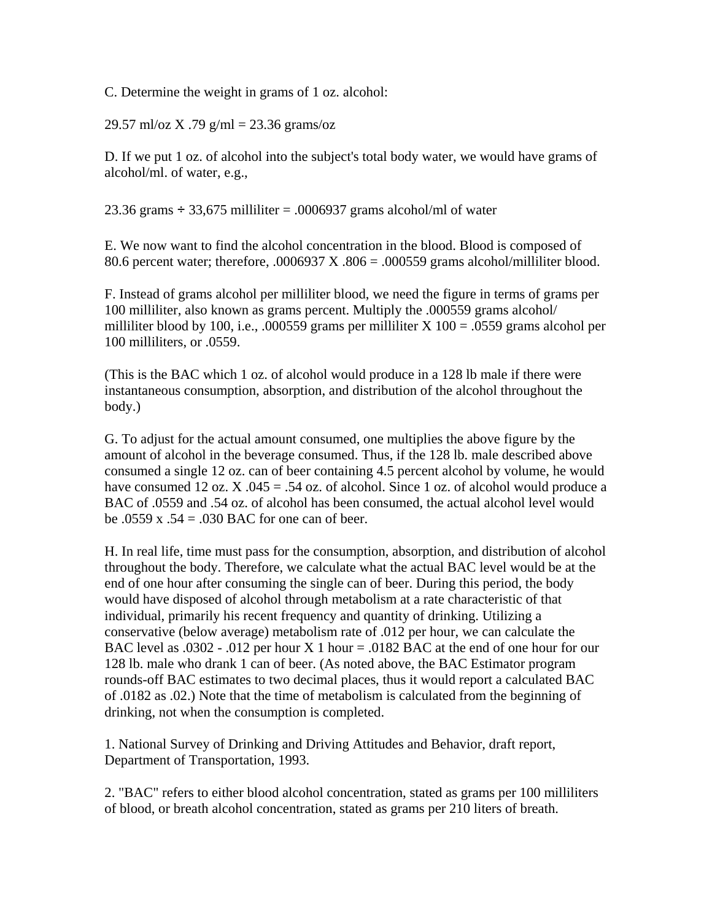C. Determine the weight in grams of 1 oz. alcohol:

29.57 ml/oz X .79 g/ml = 23.36 grams/oz

D. If we put 1 oz. of alcohol into the subject's total body water, we would have grams of alcohol/ml. of water, e.g.,

23.36 grams ÷ 33,675 milliliter = .0006937 grams alcohol/ml of water

E. We now want to find the alcohol concentration in the blood. Blood is composed of 80.6 percent water; therefore, .0006937 X .806 = .000559 grams alcohol/milliliter blood.

F. Instead of grams alcohol per milliliter blood, we need the figure in terms of grams per 100 milliliter, also known as grams percent. Multiply the .000559 grams alcohol/ milliliter blood by 100, i.e., .000559 grams per milliliter X 100 = .0559 grams alcohol per 100 milliliters, or .0559.

(This is the BAC which 1 oz. of alcohol would produce in a 128 lb male if there were instantaneous consumption, absorption, and distribution of the alcohol throughout the body.)

G. To adjust for the actual amount consumed, one multiplies the above figure by the amount of alcohol in the beverage consumed. Thus, if the 128 lb. male described above consumed a single 12 oz. can of beer containing 4.5 percent alcohol by volume, he would have consumed 12 oz. X .045 = .54 oz. of alcohol. Since 1 oz. of alcohol would produce a BAC of .0559 and .54 oz. of alcohol has been consumed, the actual alcohol level would be .0559 x .54 = .030 BAC for one can of beer.

H. In real life, time must pass for the consumption, absorption, and distribution of alcohol throughout the body. Therefore, we calculate what the actual BAC level would be at the end of one hour after consuming the single can of beer. During this period, the body would have disposed of alcohol through metabolism at a rate characteristic of that individual, primarily his recent frequency and quantity of drinking. Utilizing a conservative (below average) metabolism rate of .012 per hour, we can calculate the BAC level as .0302 - .012 per hour X 1 hour = .0182 BAC at the end of one hour for our 128 lb. male who drank 1 can of beer. (As noted above, the BAC Estimator program rounds-off BAC estimates to two decimal places, thus it would report a calculated BAC of .0182 as .02.) Note that the time of metabolism is calculated from the beginning of drinking, not when the consumption is completed.

1. National Survey of Drinking and Driving Attitudes and Behavior, draft report, Department of Transportation, 1993.

2. "BAC" refers to either blood alcohol concentration, stated as grams per 100 milliliters of blood, or breath alcohol concentration, stated as grams per 210 liters of breath.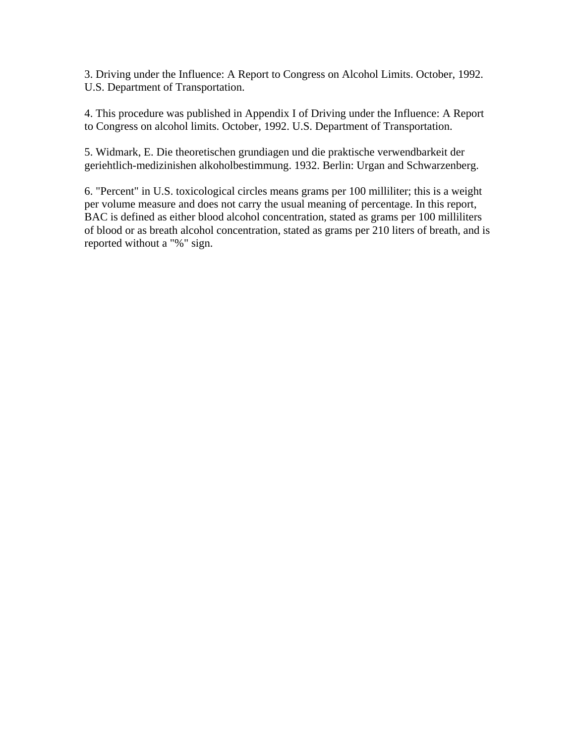3. Driving under the Influence: A Report to Congress on Alcohol Limits. October, 1992. U.S. Department of Transportation.

4. This procedure was published in Appendix I of Driving under the Influence: A Report to Congress on alcohol limits. October, 1992. U.S. Department of Transportation.

5. Widmark, E. Die theoretischen grundiagen und die praktische verwendbarkeit der geriehtlich-medizinishen alkoholbestimmung. 1932. Berlin: Urgan and Schwarzenberg.

6. "Percent" in U.S. toxicological circles means grams per 100 milliliter; this is a weight per volume measure and does not carry the usual meaning of percentage. In this report, BAC is defined as either blood alcohol concentration, stated as grams per 100 milliliters of blood or as breath alcohol concentration, stated as grams per 210 liters of breath, and is reported without a "%" sign.